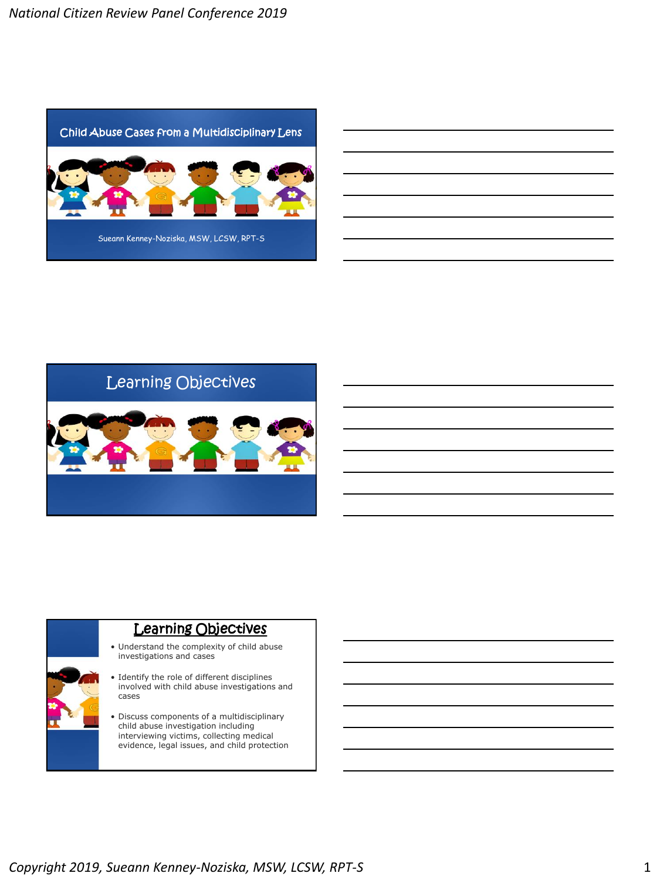# Child Abuse Cases from a Multidisciplinary Lens

Sueann Kenney-Noziska, MSW, LCSW, RPT-S

## Learning Objectives

## Learning Objectives

- Understand the complexity of child abuse investigations and cases
- Identify the role of different disciplines involved with child abuse investigations and cases
- Discuss components of a multidisciplinary child abuse investigation including interviewing victims, collecting medical evidence, legal issues, and child protection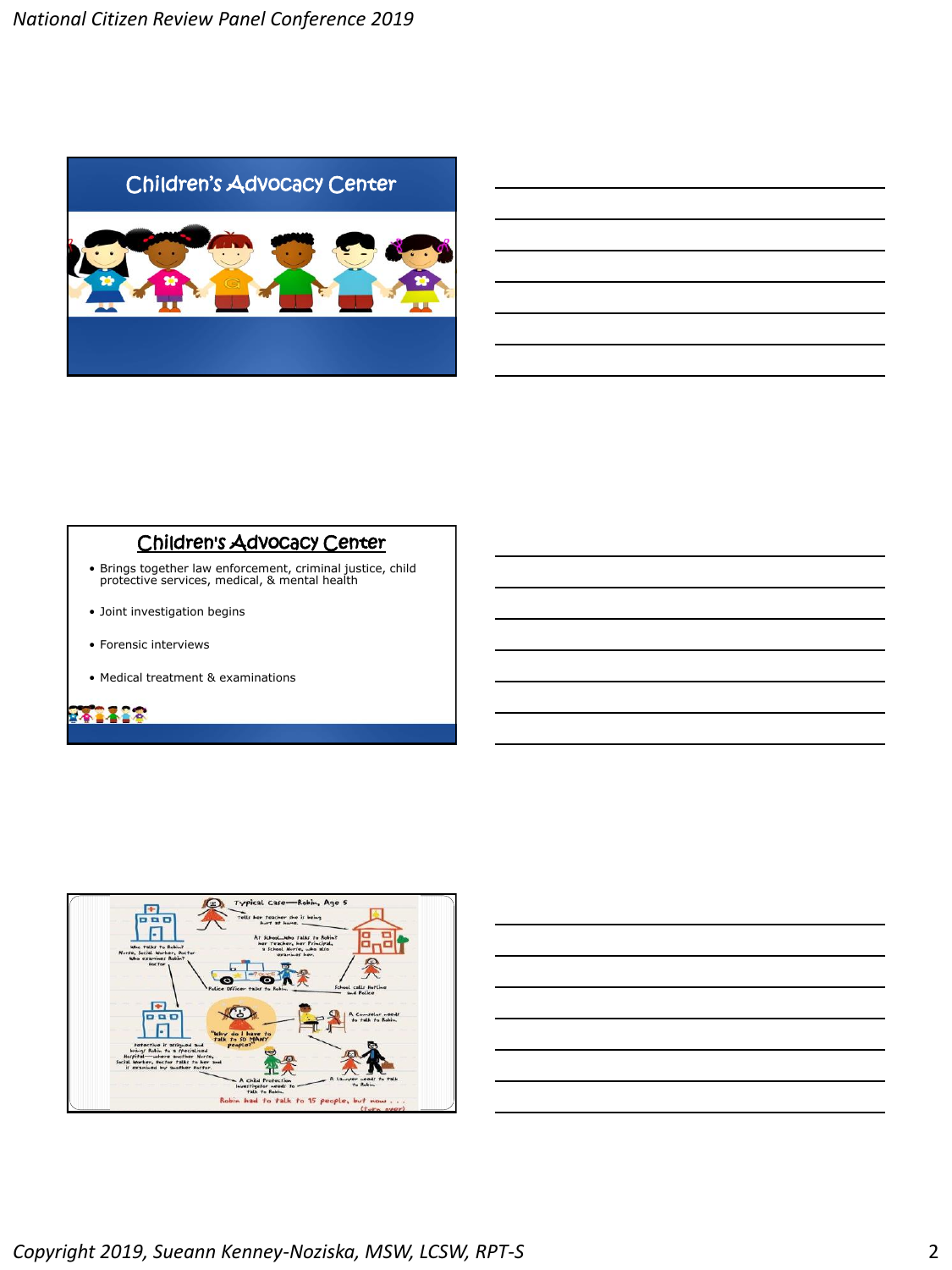## Children's Advocacy Center

## Children's Advocacy Center

- Brings together law enforcement, criminal justice, child protective services, medical, & mental health
- Joint investigation begins
- Forensic interviews
- Medical treatment & examinations

Typical Case—Robin, Age 5

Tells her teacher she is being hurt at home.

At School—Who talks to Robin? her teacher, her Principal, a School Nurse, who also examines her.

Who talks to Robin? Nurse, Social Worker, Doctor. Who examines Robin? Doctor

Police Officer talks to Robin.

School calls Hotline and Police

A Counselor needs to talk to Robin.

"Why do I have to talk to SO MANY people?"

Detective is assigned and brings Robin to a specialized Hospital—where another Nurse, Social Worker, Doctor talks to her and is examined by another Doctor.

A Child Protection Investigator needs to talk to Robin.

A Lawyer needs to talk to Robin.

Robin had to talk to 15 people, but now . . . (turn over)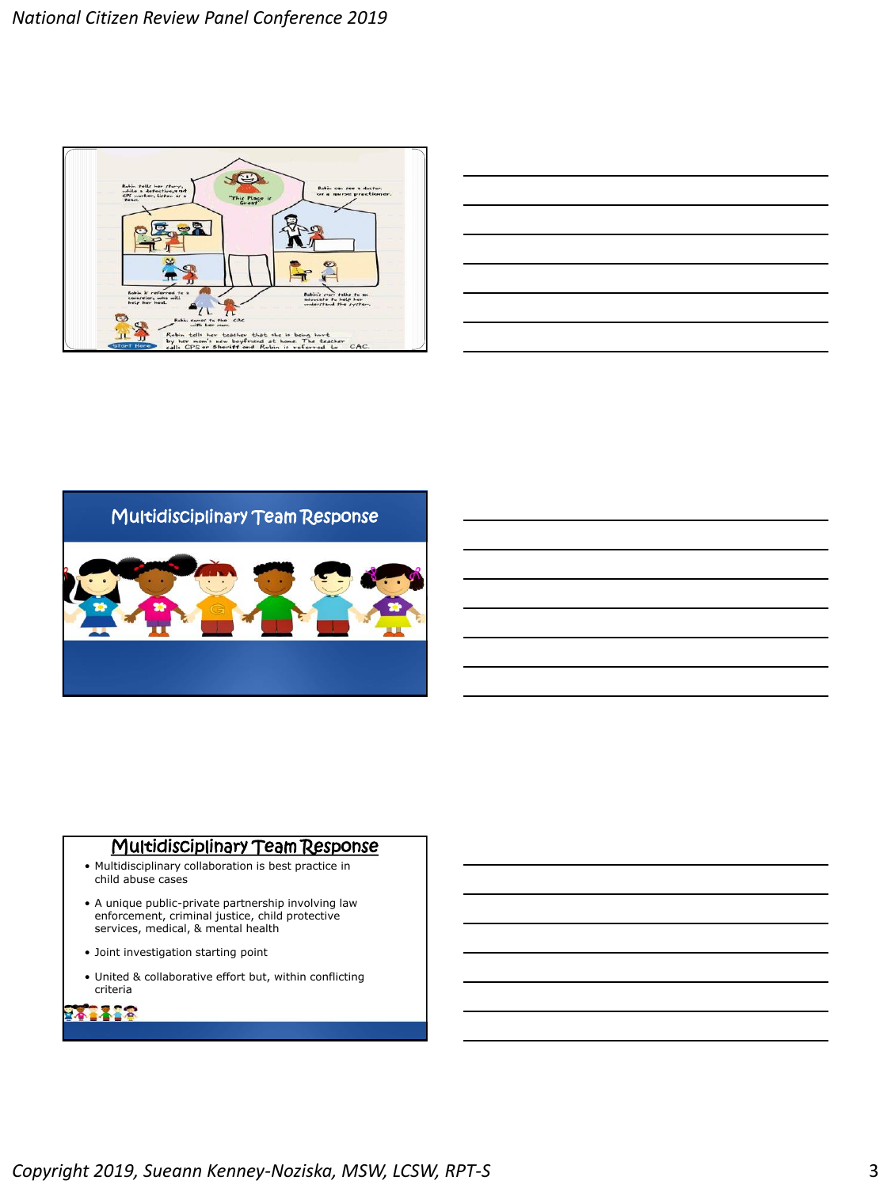Robin tells her story, while a detective and CPS worker, listen as a team.

"This Place is Great"

Robin can see a doctor or a nurse practitioner.

Robin is referred to a counselor, who will help her heal.

Robin's mom talks to an advocate to help her understand the system.

Robin comes to the CAC with her mom.

Start Here

Robin tells her teacher that she is being hurt by her mom's new boyfriend at home. The teacher calls CPS or Sheriff and Robin is referred to CAC.

## Multidisciplinary Team Response

## Multidisciplinary Team Response

- Multidisciplinary collaboration is best practice in child abuse cases
- A unique public-private partnership involving law enforcement, criminal justice, child protective services, medical, & mental health
- Joint investigation starting point
- United & collaborative effort but, within conflicting criteria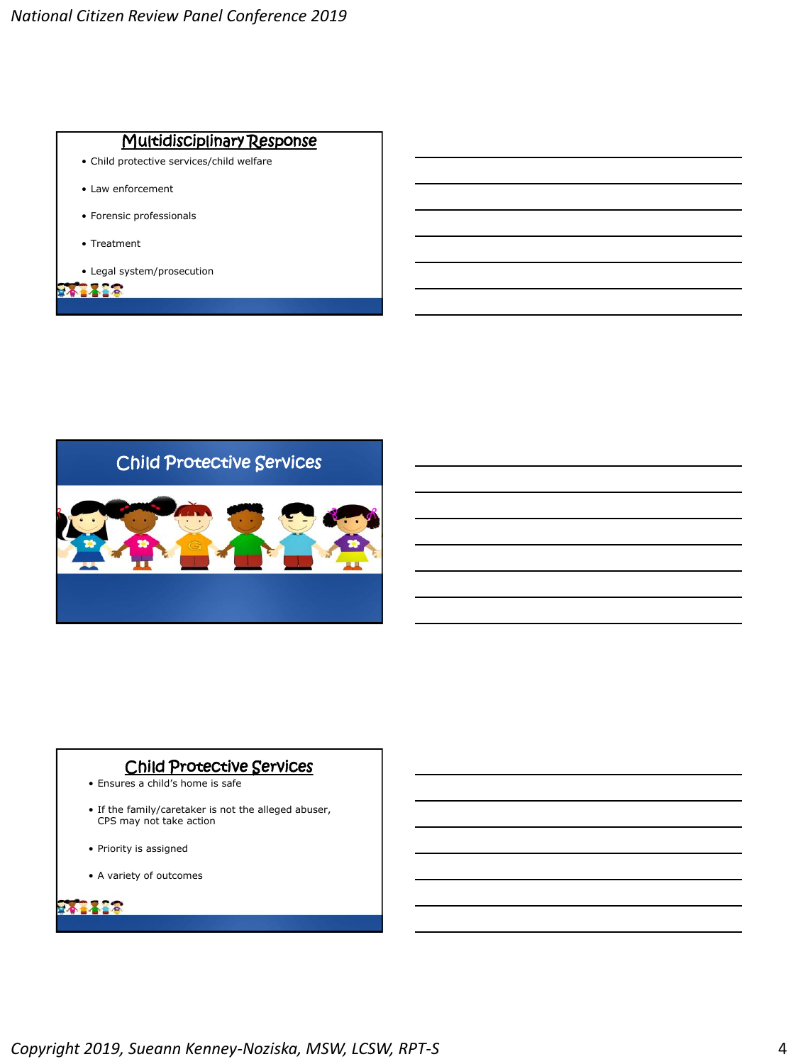## Multidisciplinary Response

- Child protective services/child welfare
- Law enforcement
- Forensic professionals
- Treatment
- Legal system/prosecution

## Child Protective Services

## Child Protective Services

- Ensures a child's home is safe
- If the family/caretaker is not the alleged abuser, CPS may not take action
- Priority is assigned
- A variety of outcomes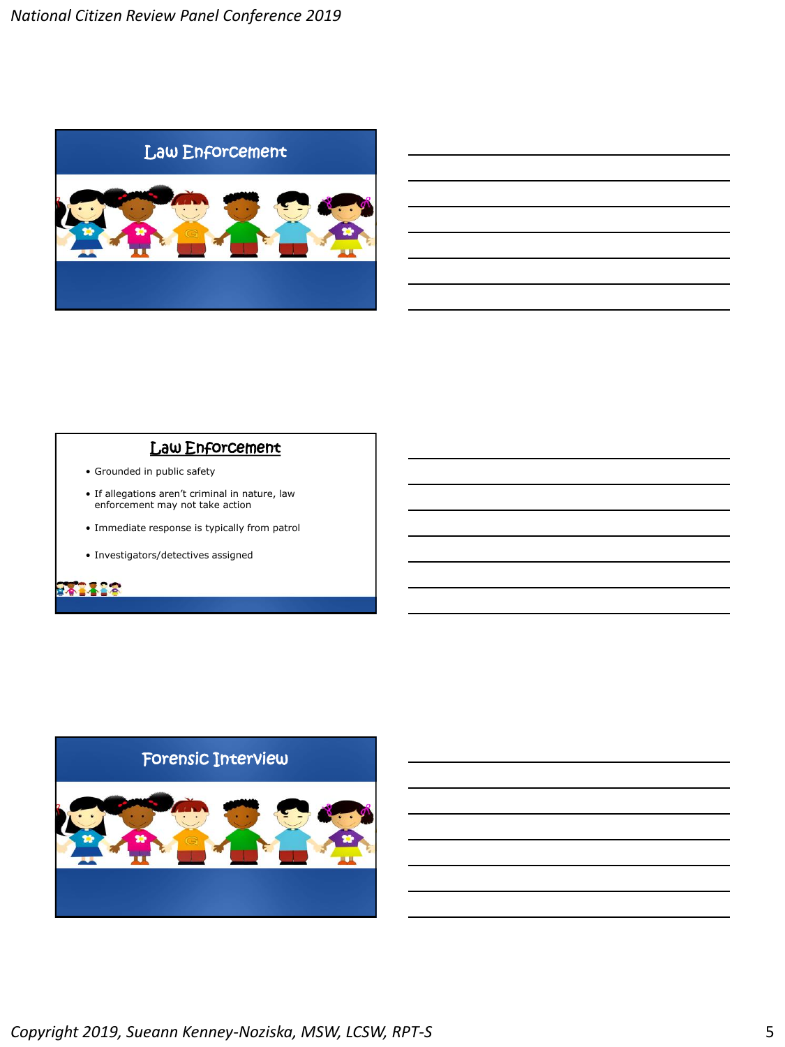## Law Enforcement

## Law Enforcement

- Grounded in public safety
- If allegations aren't criminal in nature, law enforcement may not take action
- Immediate response is typically from patrol
- Investigators/detectives assigned

## Forensic Interview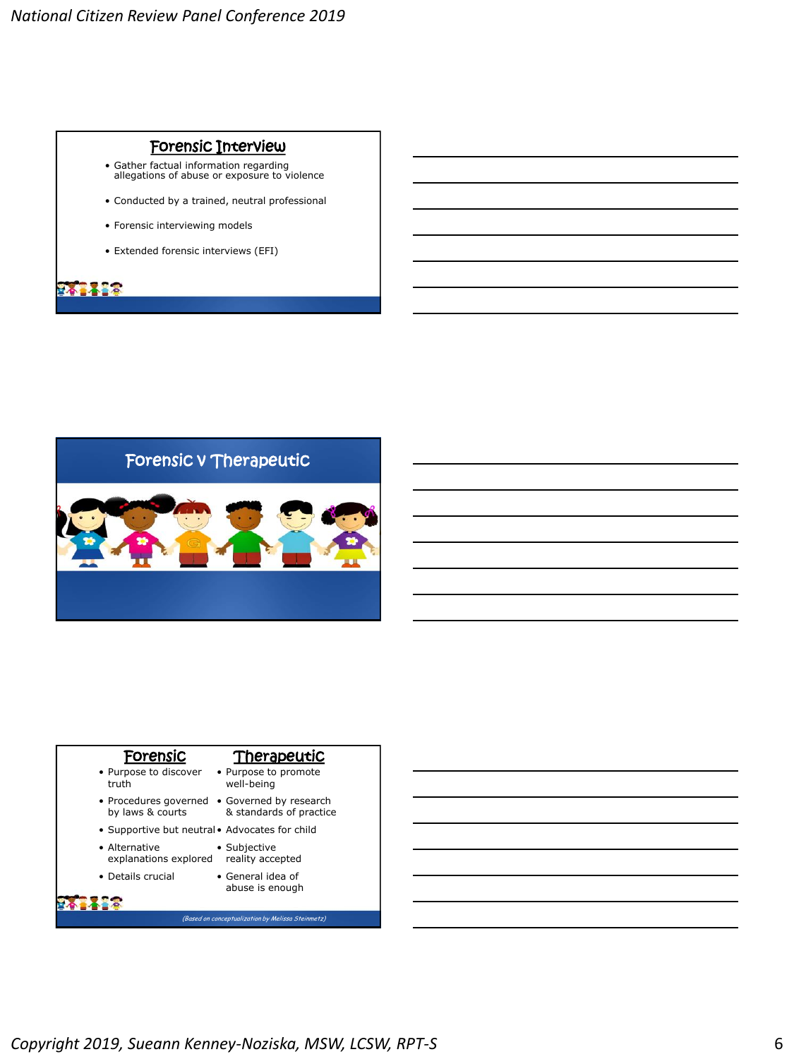## Forensic Interview

- Gather factual information regarding allegations of abuse or exposure to violence
- Conducted by a trained, neutral professional
- Forensic interviewing models
- Extended forensic interviews (EFI)

## Forensic v Therapeutic

| Forensic | Therapeutic |
| --- | --- |
| Purpose to discover truth | Purpose to promote well-being |
| Procedures governed by laws & courts | Governed by research & standards of practice |
| Supportive but neutral | Advocates for child |
| Alternative explanations explored | Subjective reality accepted |
| Details crucial | General idea of abuse is enough |

*(Based on conceptualization by Melissa Steinmetz)*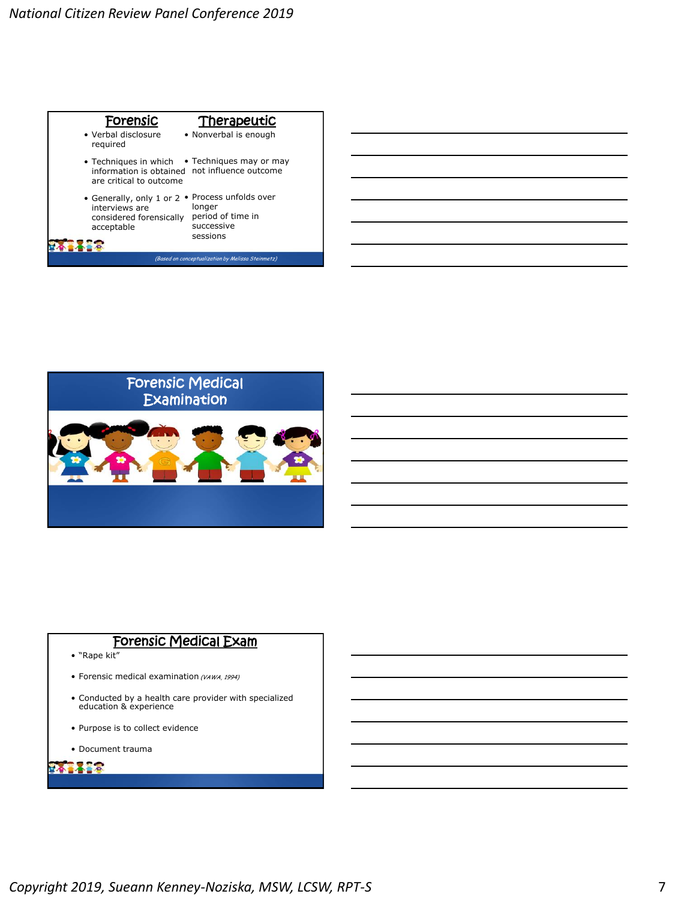## Forensic / Therapeutic

| Forensic | Therapeutic |
|---|---|
| Verbal disclosure required | Nonverbal is enough |
| Techniques in which information is obtained are critical to outcome | Techniques may or may not influence outcome |
| Generally, only 1 or 2 interviews are considered forensically acceptable | Process unfolds over longer period of time in successive sessions |

*(Based on conceptualization by Melissa Steinmetz)*

## Forensic Medical Examination

## Forensic Medical Exam

- "Rape kit"
- Forensic medical examination *(VAWA, 1994)*
- Conducted by a health care provider with specialized education & experience
- Purpose is to collect evidence
- Document trauma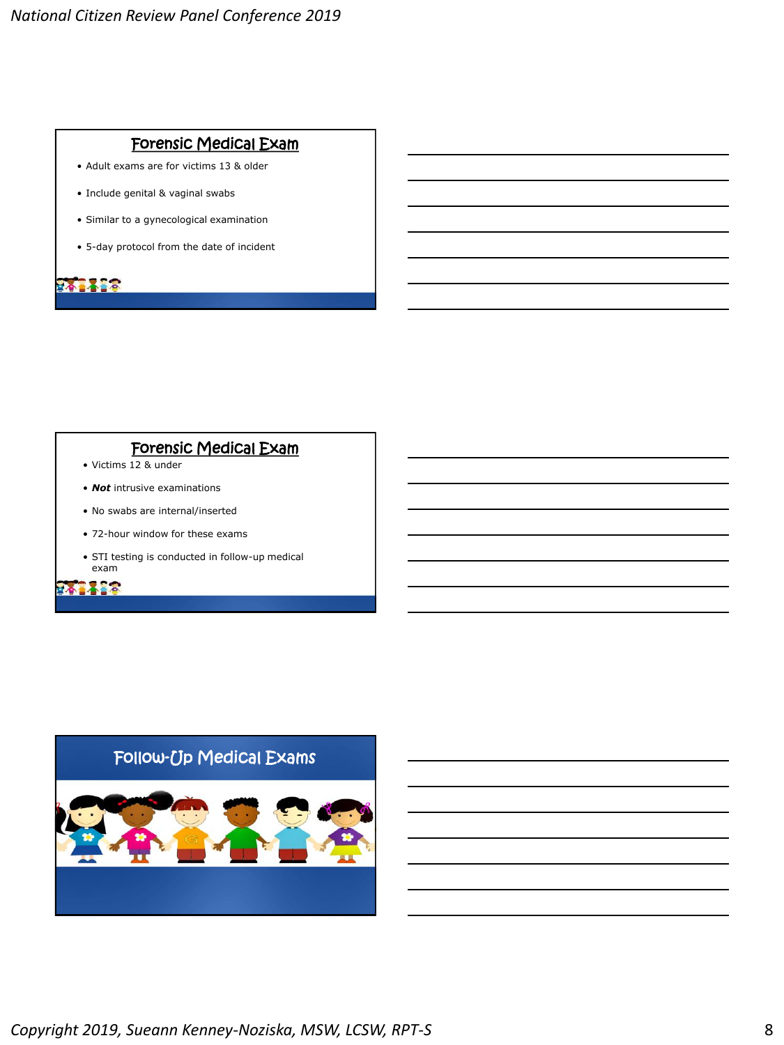## Forensic Medical Exam

- Adult exams are for victims 13 & older
- Include genital & vaginal swabs
- Similar to a gynecological examination
- 5-day protocol from the date of incident

## Forensic Medical Exam

- Victims 12 & under
- ***Not*** intrusive examinations
- No swabs are internal/inserted
- 72-hour window for these exams
- STI testing is conducted in follow-up medical exam

## Follow-Up Medical Exams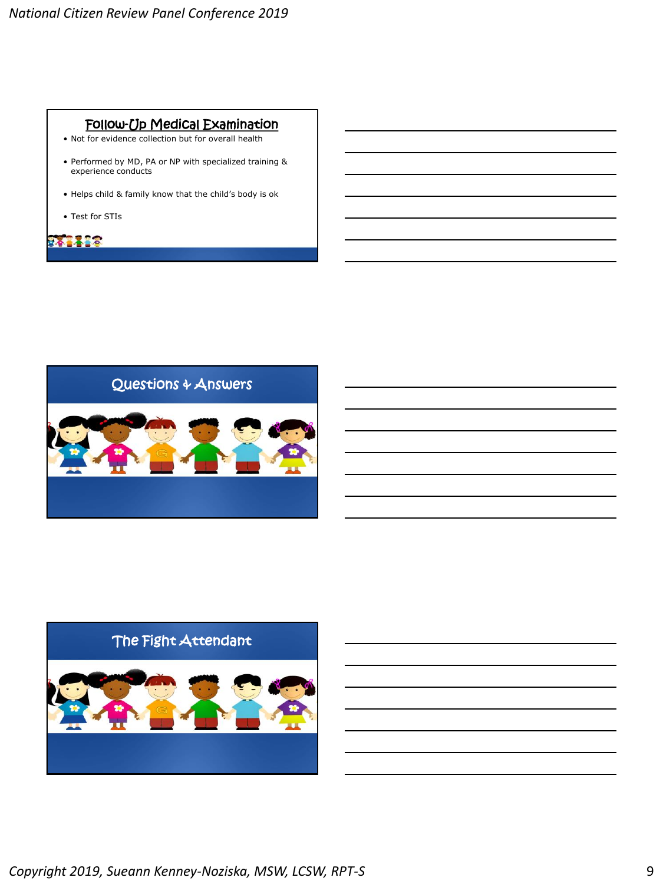## Follow-Up Medical Examination

- Not for evidence collection but for overall health
- Performed by MD, PA or NP with specialized training & experience conducts
- Helps child & family know that the child's body is ok
- Test for STIs

## Questions & Answers

## The Fight Attendant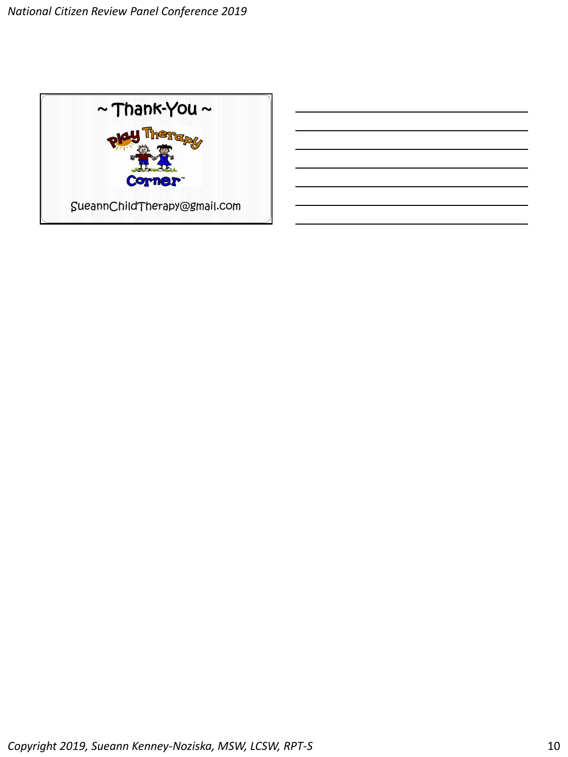~ Thank-You ~

Play Therapy Corner™

SueannChildTherapy@gmail.com